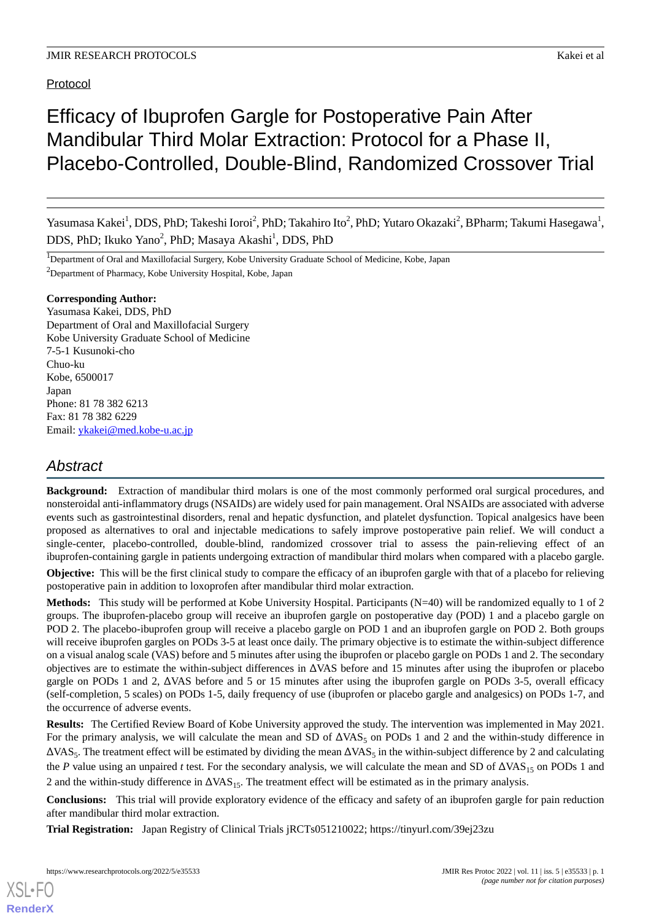Protocol

# Efficacy of Ibuprofen Gargle for Postoperative Pain After Mandibular Third Molar Extraction: Protocol for a Phase II, Placebo-Controlled, Double-Blind, Randomized Crossover Trial

Yasumasa Kakei[1], DDS, PhD; Takeshi Ioroi[2], PhD; Takahiro Ito[2], PhD; Yutaro Okazaki[2], BPharm; Takumi Hasegawa[1], DDS, PhD; Ikuko Yano[2], PhD; Masaya Akashi[1], DDS, PhD

[1]Department of Oral and Maxillofacial Surgery, Kobe University Graduate School of Medicine, Kobe, Japan

[2]Department of Pharmacy, Kobe University Hospital, Kobe, Japan

**Corresponding Author:**
Yasumasa Kakei, DDS, PhD
Department of Oral and Maxillofacial Surgery
Kobe University Graduate School of Medicine
7-5-1 Kusunoki-cho
Chuo-ku
Kobe, 6500017
Japan
Phone: 81 78 382 6213
Fax: 81 78 382 6229
Email: ykakei@med.kobe-u.ac.jp

## Abstract

**Background:** Extraction of mandibular third molars is one of the most commonly performed oral surgical procedures, and nonsteroidal anti-inflammatory drugs (NSAIDs) are widely used for pain management. Oral NSAIDs are associated with adverse events such as gastrointestinal disorders, renal and hepatic dysfunction, and platelet dysfunction. Topical analgesics have been proposed as alternatives to oral and injectable medications to safely improve postoperative pain relief. We will conduct a single-center, placebo-controlled, double-blind, randomized crossover trial to assess the pain-relieving effect of an ibuprofen-containing gargle in patients undergoing extraction of mandibular third molars when compared with a placebo gargle.

**Objective:** This will be the first clinical study to compare the efficacy of an ibuprofen gargle with that of a placebo for relieving postoperative pain in addition to loxoprofen after mandibular third molar extraction.

**Methods:** This study will be performed at Kobe University Hospital. Participants (N=40) will be randomized equally to 1 of 2 groups. The ibuprofen-placebo group will receive an ibuprofen gargle on postoperative day (POD) 1 and a placebo gargle on POD 2. The placebo-ibuprofen group will receive a placebo gargle on POD 1 and an ibuprofen gargle on POD 2. Both groups will receive ibuprofen gargles on PODs 3-5 at least once daily. The primary objective is to estimate the within-subject difference on a visual analog scale (VAS) before and 5 minutes after using the ibuprofen or placebo gargle on PODs 1 and 2. The secondary objectives are to estimate the within-subject differences in ΔVAS before and 15 minutes after using the ibuprofen or placebo gargle on PODs 1 and 2, ΔVAS before and 5 or 15 minutes after using the ibuprofen gargle on PODs 3-5, overall efficacy (self-completion, 5 scales) on PODs 1-5, daily frequency of use (ibuprofen or placebo gargle and analgesics) on PODs 1-7, and the occurrence of adverse events.

**Results:** The Certified Review Board of Kobe University approved the study. The intervention was implemented in May 2021. For the primary analysis, we will calculate the mean and SD of $\Delta VAS_5$ on PODs 1 and 2 and the within-study difference in $\Delta VAS_5$. The treatment effect will be estimated by dividing the mean $\Delta VAS_5$ in the within-subject difference by 2 and calculating the *P* value using an unpaired *t* test. For the secondary analysis, we will calculate the mean and SD of $\Delta VAS_{15}$ on PODs 1 and 2 and the within-study difference in $\Delta VAS_{15}$. The treatment effect will be estimated as in the primary analysis.

**Conclusions:** This trial will provide exploratory evidence of the efficacy and safety of an ibuprofen gargle for pain reduction after mandibular third molar extraction.

**Trial Registration:** Japan Registry of Clinical Trials jRCTs051210022; https://tinyurl.com/39ej23zu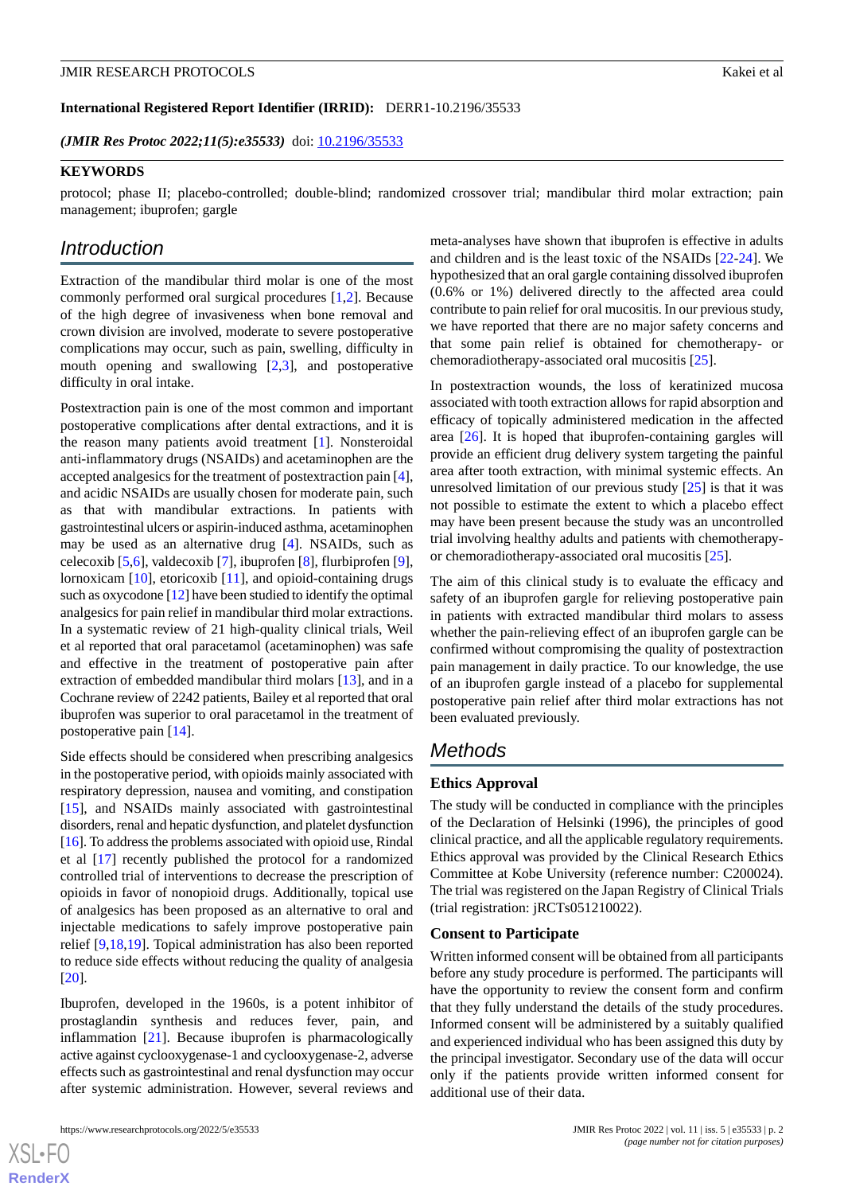**International Registered Report Identifier (IRRID):** DERR1-10.2196/35533

*(JMIR Res Protoc 2022;11(5):e35533)* doi: 10.2196/35533

**KEYWORDS**

protocol; phase II; placebo-controlled; double-blind; randomized crossover trial; mandibular third molar extraction; pain management; ibuprofen; gargle

## Introduction

Extraction of the mandibular third molar is one of the most commonly performed oral surgical procedures [1,2]. Because of the high degree of invasiveness when bone removal and crown division are involved, moderate to severe postoperative complications may occur, such as pain, swelling, difficulty in mouth opening and swallowing [2,3], and postoperative difficulty in oral intake.

Postextraction pain is one of the most common and important postoperative complications after dental extractions, and it is the reason many patients avoid treatment [1]. Nonsteroidal anti-inflammatory drugs (NSAIDs) and acetaminophen are the accepted analgesics for the treatment of postextraction pain [4], and acidic NSAIDs are usually chosen for moderate pain, such as that with mandibular extractions. In patients with gastrointestinal ulcers or aspirin-induced asthma, acetaminophen may be used as an alternative drug [4]. NSAIDs, such as celecoxib [5,6], valdecoxib [7], ibuprofen [8], flurbiprofen [9], lornoxicam [10], etoricoxib [11], and opioid-containing drugs such as oxycodone [12] have been studied to identify the optimal analgesics for pain relief in mandibular third molar extractions. In a systematic review of 21 high-quality clinical trials, Weil et al reported that oral paracetamol (acetaminophen) was safe and effective in the treatment of postoperative pain after extraction of embedded mandibular third molars [13], and in a Cochrane review of 2242 patients, Bailey et al reported that oral ibuprofen was superior to oral paracetamol in the treatment of postoperative pain [14].

Side effects should be considered when prescribing analgesics in the postoperative period, with opioids mainly associated with respiratory depression, nausea and vomiting, and constipation [15], and NSAIDs mainly associated with gastrointestinal disorders, renal and hepatic dysfunction, and platelet dysfunction [16]. To address the problems associated with opioid use, Rindal et al [17] recently published the protocol for a randomized controlled trial of interventions to decrease the prescription of opioids in favor of nonopioid drugs. Additionally, topical use of analgesics has been proposed as an alternative to oral and injectable medications to safely improve postoperative pain relief [9,18,19]. Topical administration has also been reported to reduce side effects without reducing the quality of analgesia [20].

Ibuprofen, developed in the 1960s, is a potent inhibitor of prostaglandin synthesis and reduces fever, pain, and inflammation [21]. Because ibuprofen is pharmacologically active against cyclooxygenase-1 and cyclooxygenase-2, adverse effects such as gastrointestinal and renal dysfunction may occur after systemic administration. However, several reviews and meta-analyses have shown that ibuprofen is effective in adults and children and is the least toxic of the NSAIDs [22-24]. We hypothesized that an oral gargle containing dissolved ibuprofen (0.6% or 1%) delivered directly to the affected area could contribute to pain relief for oral mucositis. In our previous study, we have reported that there are no major safety concerns and that some pain relief is obtained for chemotherapy- or chemoradiotherapy-associated oral mucositis [25].

In postextraction wounds, the loss of keratinized mucosa associated with tooth extraction allows for rapid absorption and efficacy of topically administered medication in the affected area [26]. It is hoped that ibuprofen-containing gargles will provide an efficient drug delivery system targeting the painful area after tooth extraction, with minimal systemic effects. An unresolved limitation of our previous study [25] is that it was not possible to estimate the extent to which a placebo effect may have been present because the study was an uncontrolled trial involving healthy adults and patients with chemotherapy- or chemoradiotherapy-associated oral mucositis [25].

The aim of this clinical study is to evaluate the efficacy and safety of an ibuprofen gargle for relieving postoperative pain in patients with extracted mandibular third molars to assess whether the pain-relieving effect of an ibuprofen gargle can be confirmed without compromising the quality of postextraction pain management in daily practice. To our knowledge, the use of an ibuprofen gargle instead of a placebo for supplemental postoperative pain relief after third molar extractions has not been evaluated previously.

## Methods

### Ethics Approval

The study will be conducted in compliance with the principles of the Declaration of Helsinki (1996), the principles of good clinical practice, and all the applicable regulatory requirements. Ethics approval was provided by the Clinical Research Ethics Committee at Kobe University (reference number: C200024). The trial was registered on the Japan Registry of Clinical Trials (trial registration: jRCTs051210022).

### Consent to Participate

Written informed consent will be obtained from all participants before any study procedure is performed. The participants will have the opportunity to review the consent form and confirm that they fully understand the details of the study procedures. Informed consent will be administered by a suitably qualified and experienced individual who has been assigned this duty by the principal investigator. Secondary use of the data will occur only if the patients provide written informed consent for additional use of their data.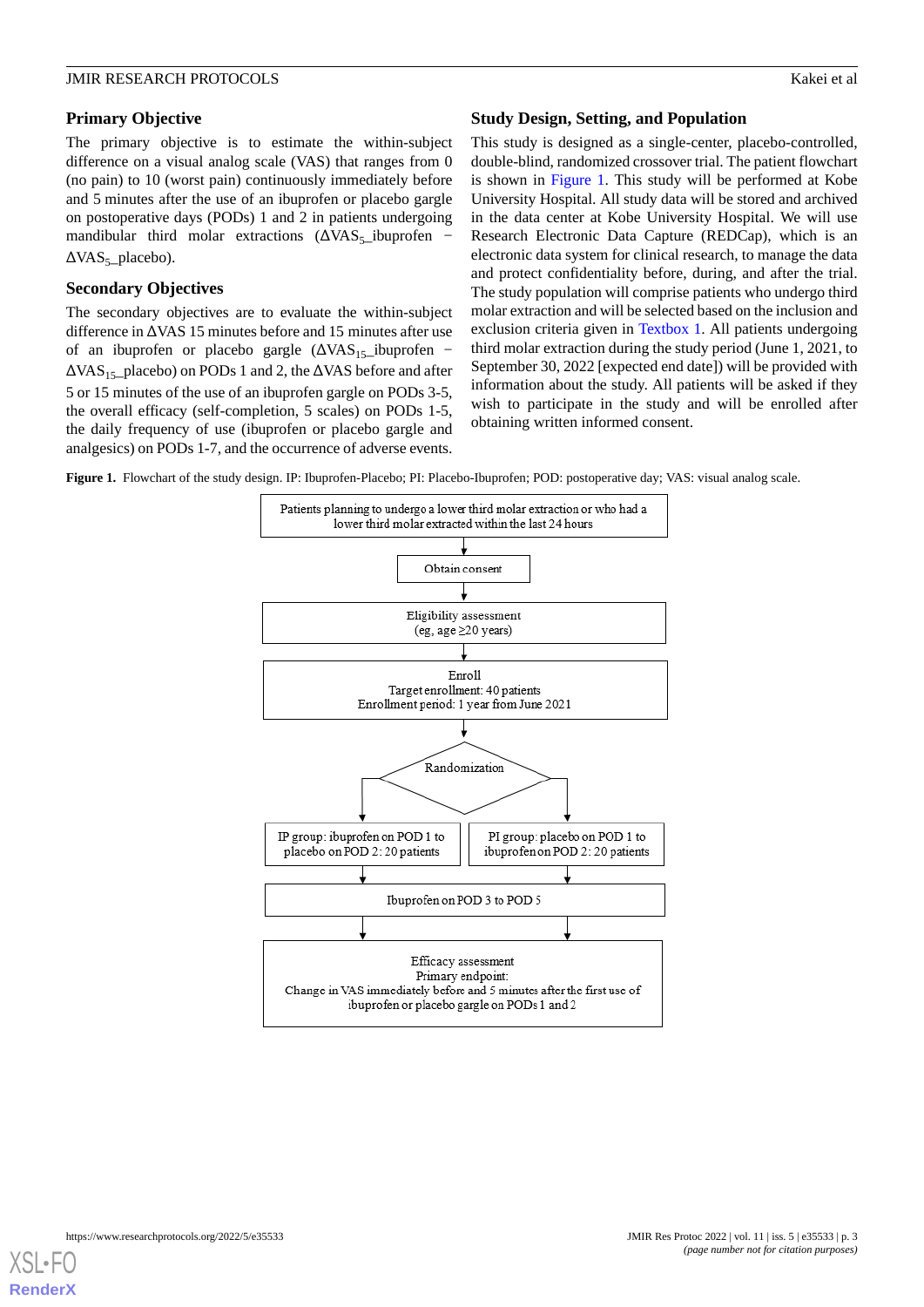## Primary Objective

The primary objective is to estimate the within-subject difference on a visual analog scale (VAS) that ranges from 0 (no pain) to 10 (worst pain) continuously immediately before and 5 minutes after the use of an ibuprofen or placebo gargle on postoperative days (PODs) 1 and 2 in patients undergoing mandibular third molar extractions ($\Delta VAS_5$_ibuprofen − $\Delta VAS_5$_placebo).

## Secondary Objectives

The secondary objectives are to evaluate the within-subject difference in ΔVAS 15 minutes before and 15 minutes after use of an ibuprofen or placebo gargle ($\Delta VAS_{15}$_ibuprofen − $\Delta VAS_{15}$_placebo) on PODs 1 and 2, the ΔVAS before and after 5 or 15 minutes of the use of an ibuprofen gargle on PODs 3-5, the overall efficacy (self-completion, 5 scales) on PODs 1-5, the daily frequency of use (ibuprofen or placebo gargle and analgesics) on PODs 1-7, and the occurrence of adverse events.

## Study Design, Setting, and Population

This study is designed as a single-center, placebo-controlled, double-blind, randomized crossover trial. The patient flowchart is shown in Figure 1. This study will be performed at Kobe University Hospital. All study data will be stored and archived in the data center at Kobe University Hospital. We will use Research Electronic Data Capture (REDCap), which is an electronic data system for clinical research, to manage the data and protect confidentiality before, during, and after the trial. The study population will comprise patients who undergo third molar extraction and will be selected based on the inclusion and exclusion criteria given in Textbox 1. All patients undergoing third molar extraction during the study period (June 1, 2021, to September 30, 2022 [expected end date]) will be provided with information about the study. All patients will be asked if they wish to participate in the study and will be enrolled after obtaining written informed consent.

**Figure 1.** Flowchart of the study design. IP: Ibuprofen-Placebo; PI: Placebo-Ibuprofen; POD: postoperative day; VAS: visual analog scale.

Patients planning to undergo a lower third molar extraction or who had a lower third molar extracted within the last 24 hours

Obtain consent

Eligibility assessment
(eg, age ≥20 years)

Enroll
Target enrollment: 40 patients
Enrollment period: 1 year from June 2021

Randomization

IP group: ibuprofen on POD 1 to placebo on POD 2: 20 patients

PI group: placebo on POD 1 to ibuprofen on POD 2: 20 patients

Ibuprofen on POD 3 to POD 5

Efficacy assessment
Primary endpoint:
Change in VAS immediately before and 5 minutes after the first use of ibuprofen or placebo gargle on PODs 1 and 2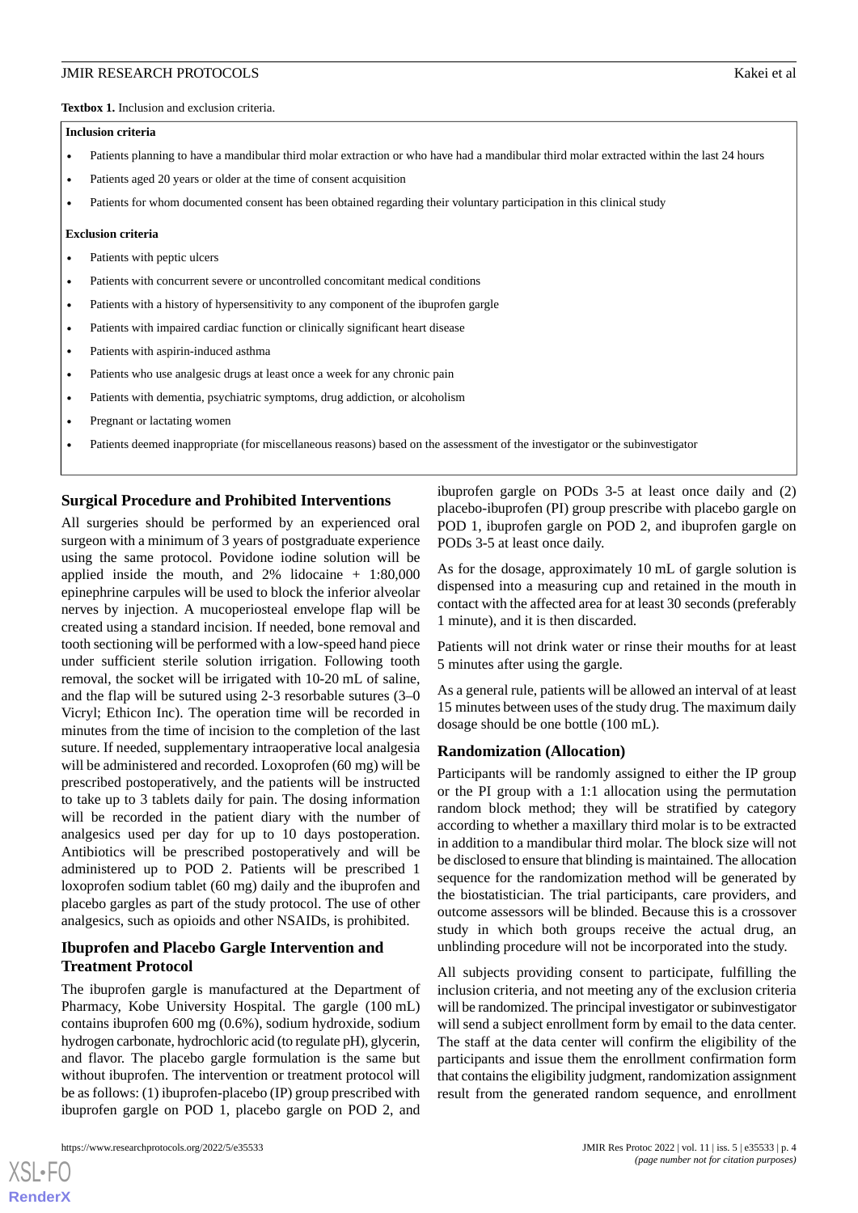**Textbox 1.** Inclusion and exclusion criteria.

**Inclusion criteria**

- Patients planning to have a mandibular third molar extraction or who have had a mandibular third molar extracted within the last 24 hours
- Patients aged 20 years or older at the time of consent acquisition
- Patients for whom documented consent has been obtained regarding their voluntary participation in this clinical study

**Exclusion criteria**

- Patients with peptic ulcers
- Patients with concurrent severe or uncontrolled concomitant medical conditions
- Patients with a history of hypersensitivity to any component of the ibuprofen gargle
- Patients with impaired cardiac function or clinically significant heart disease
- Patients with aspirin-induced asthma
- Patients who use analgesic drugs at least once a week for any chronic pain
- Patients with dementia, psychiatric symptoms, drug addiction, or alcoholism
- Pregnant or lactating women
- Patients deemed inappropriate (for miscellaneous reasons) based on the assessment of the investigator or the subinvestigator

## Surgical Procedure and Prohibited Interventions

All surgeries should be performed by an experienced oral surgeon with a minimum of 3 years of postgraduate experience using the same protocol. Povidone iodine solution will be applied inside the mouth, and 2% lidocaine + 1:80,000 epinephrine carpules will be used to block the inferior alveolar nerves by injection. A mucoperiosteal envelope flap will be created using a standard incision. If needed, bone removal and tooth sectioning will be performed with a low-speed hand piece under sufficient sterile solution irrigation. Following tooth removal, the socket will be irrigated with 10-20 mL of saline, and the flap will be sutured using 2-3 resorbable sutures (3–0 Vicryl; Ethicon Inc). The operation time will be recorded in minutes from the time of incision to the completion of the last suture. If needed, supplementary intraoperative local analgesia will be administered and recorded. Loxoprofen (60 mg) will be prescribed postoperatively, and the patients will be instructed to take up to 3 tablets daily for pain. The dosing information will be recorded in the patient diary with the number of analgesics used per day for up to 10 days postoperation. Antibiotics will be prescribed postoperatively and will be administered up to POD 2. Patients will be prescribed 1 loxoprofen sodium tablet (60 mg) daily and the ibuprofen and placebo gargles as part of the study protocol. The use of other analgesics, such as opioids and other NSAIDs, is prohibited.

## Ibuprofen and Placebo Gargle Intervention and Treatment Protocol

The ibuprofen gargle is manufactured at the Department of Pharmacy, Kobe University Hospital. The gargle (100 mL) contains ibuprofen 600 mg (0.6%), sodium hydroxide, sodium hydrogen carbonate, hydrochloric acid (to regulate pH), glycerin, and flavor. The placebo gargle formulation is the same but without ibuprofen. The intervention or treatment protocol will be as follows: (1) ibuprofen-placebo (IP) group prescribed with ibuprofen gargle on POD 1, placebo gargle on POD 2, and ibuprofen gargle on PODs 3-5 at least once daily and (2) placebo-ibuprofen (PI) group prescribe with placebo gargle on POD 1, ibuprofen gargle on POD 2, and ibuprofen gargle on PODs 3-5 at least once daily.

As for the dosage, approximately 10 mL of gargle solution is dispensed into a measuring cup and retained in the mouth in contact with the affected area for at least 30 seconds (preferably 1 minute), and it is then discarded.

Patients will not drink water or rinse their mouths for at least 5 minutes after using the gargle.

As a general rule, patients will be allowed an interval of at least 15 minutes between uses of the study drug. The maximum daily dosage should be one bottle (100 mL).

## Randomization (Allocation)

Participants will be randomly assigned to either the IP group or the PI group with a 1:1 allocation using the permutation random block method; they will be stratified by category according to whether a maxillary third molar is to be extracted in addition to a mandibular third molar. The block size will not be disclosed to ensure that blinding is maintained. The allocation sequence for the randomization method will be generated by the biostatistician. The trial participants, care providers, and outcome assessors will be blinded. Because this is a crossover study in which both groups receive the actual drug, an unblinding procedure will not be incorporated into the study.

All subjects providing consent to participate, fulfilling the inclusion criteria, and not meeting any of the exclusion criteria will be randomized. The principal investigator or subinvestigator will send a subject enrollment form by email to the data center. The staff at the data center will confirm the eligibility of the participants and issue them the enrollment confirmation form that contains the eligibility judgment, randomization assignment result from the generated random sequence, and enrollment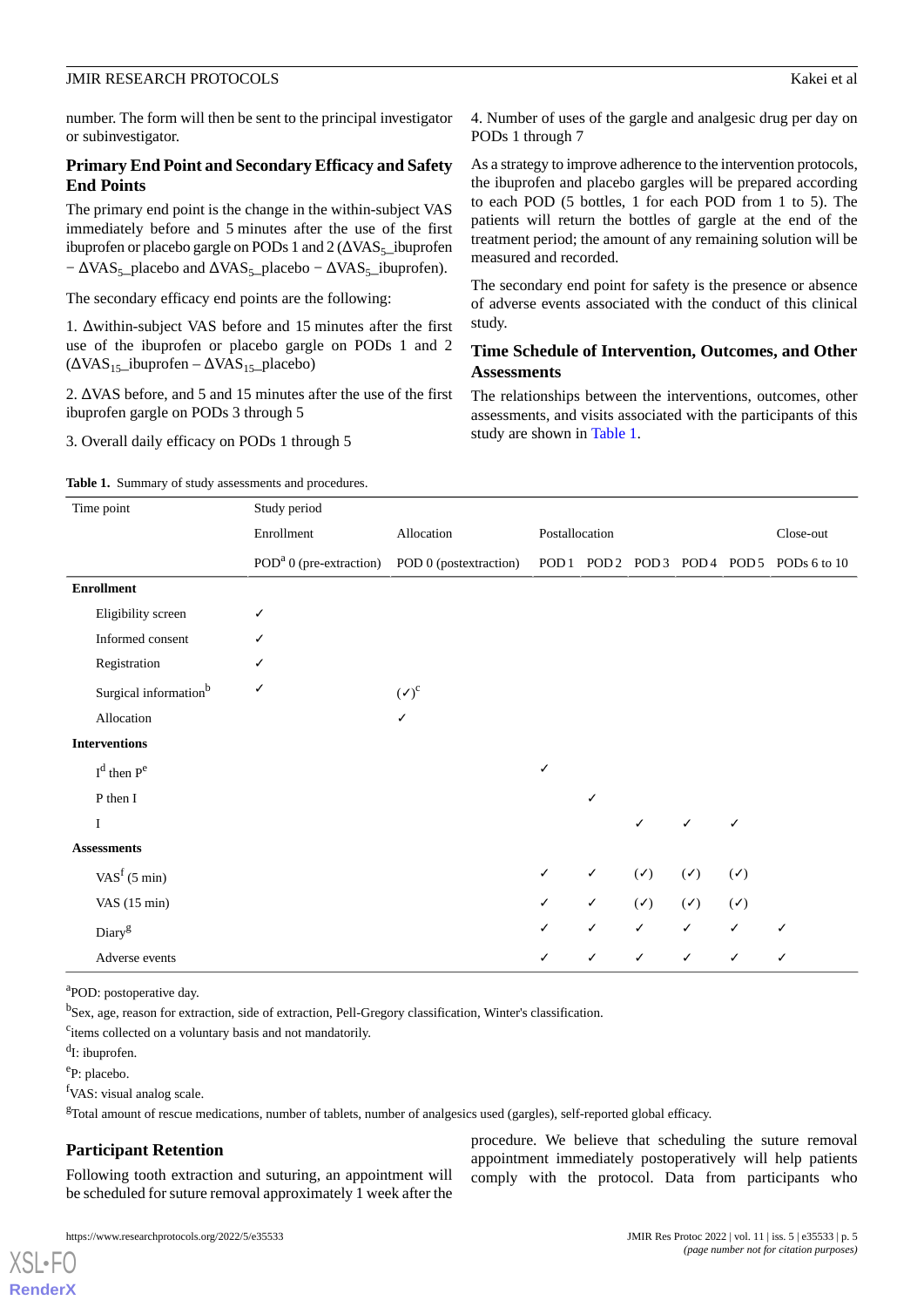number. The form will then be sent to the principal investigator or subinvestigator.

### Primary End Point and Secondary Efficacy and Safety End Points

The primary end point is the change in the within-subject VAS immediately before and 5 minutes after the use of the first ibuprofen or placebo gargle on PODs 1 and 2 ($\Delta VAS_5$_ibuprofen − $\Delta VAS_5$_placebo and $\Delta VAS_5$_placebo − $\Delta VAS_5$_ibuprofen).

The secondary efficacy end points are the following:

1. Δwithin-subject VAS before and 15 minutes after the first use of the ibuprofen or placebo gargle on PODs 1 and 2 ($\Delta VAS_{15}$_ibuprofen – $\Delta VAS_{15}$_placebo)

2. ΔVAS before, and 5 and 15 minutes after the use of the first ibuprofen gargle on PODs 3 through 5

3. Overall daily efficacy on PODs 1 through 5

4. Number of uses of the gargle and analgesic drug per day on PODs 1 through 7

As a strategy to improve adherence to the intervention protocols, the ibuprofen and placebo gargles will be prepared according to each POD (5 bottles, 1 for each POD from 1 to 5). The patients will return the bottles of gargle at the end of the treatment period; the amount of any remaining solution will be measured and recorded.

The secondary end point for safety is the presence or absence of adverse events associated with the conduct of this clinical study.

### Time Schedule of Intervention, Outcomes, and Other Assessments

The relationships between the interventions, outcomes, other assessments, and visits associated with the participants of this study are shown in Table 1.

**Table 1.** Summary of study assessments and procedures.

| Time point | Study period | | | | | | | |
|---|---|---|---|---|---|---|---|---|
| | Enrollment | Allocation | Postallocation | | | | | Close-out |
| | POD[a] 0 (pre-extraction) | POD 0 (postextraction) | POD 1 | POD 2 | POD 3 | POD 4 | POD 5 | PODs 6 to 10 |
| **Enrollment** | | | | | | | | |
| Eligibility screen | ✓ | | | | | | | |
| Informed consent | ✓ | | | | | | | |
| Registration | ✓ | | | | | | | |
| Surgical information[b] | ✓ | (✓)[c] | | | | | | |
| Allocation | | ✓ | | | | | | |
| **Interventions** | | | | | | | | |
| I[d] then P[e] | | | ✓ | | | | | |
| P then I | | | | ✓ | | | | |
| I | | | | | ✓ | ✓ | ✓ | |
| **Assessments** | | | | | | | | |
| VAS[f] (5 min) | | | ✓ | ✓ | (✓) | (✓) | (✓) | |
| VAS (15 min) | | | ✓ | ✓ | (✓) | (✓) | (✓) | |
| Diary[g] | | | ✓ | ✓ | ✓ | ✓ | ✓ | ✓ |
| Adverse events | | | ✓ | ✓ | ✓ | ✓ | ✓ | ✓ |

[a]POD: postoperative day.

[b]Sex, age, reason for extraction, side of extraction, Pell-Gregory classification, Winter's classification.

[c]items collected on a voluntary basis and not mandatorily.

[d]I: ibuprofen.

[e]P: placebo.

[f]VAS: visual analog scale.

[g]Total amount of rescue medications, number of tablets, number of analgesics used (gargles), self-reported global efficacy.

### Participant Retention

Following tooth extraction and suturing, an appointment will be scheduled for suture removal approximately 1 week after the procedure. We believe that scheduling the suture removal appointment immediately postoperatively will help patients comply with the protocol. Data from participants who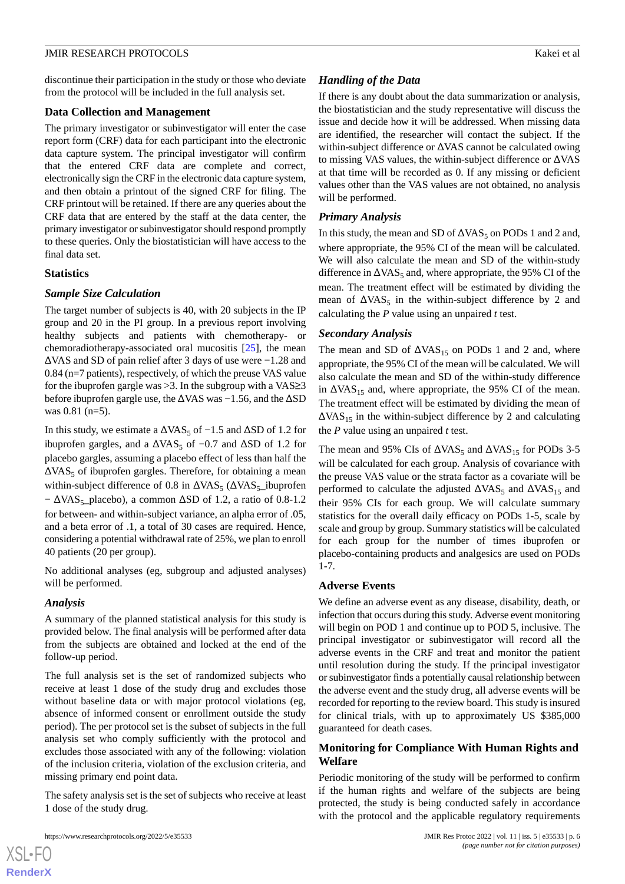discontinue their participation in the study or those who deviate from the protocol will be included in the full analysis set.

### Data Collection and Management

The primary investigator or subinvestigator will enter the case report form (CRF) data for each participant into the electronic data capture system. The principal investigator will confirm that the entered CRF data are complete and correct, electronically sign the CRF in the electronic data capture system, and then obtain a printout of the signed CRF for filing. The CRF printout will be retained. If there are any queries about the CRF data that are entered by the staff at the data center, the primary investigator or subinvestigator should respond promptly to these queries. Only the biostatistician will have access to the final data set.

### Statistics

#### *Sample Size Calculation*

The target number of subjects is 40, with 20 subjects in the IP group and 20 in the PI group. In a previous report involving healthy subjects and patients with chemotherapy- or chemoradiotherapy-associated oral mucositis [25], the mean ΔVAS and SD of pain relief after 3 days of use were −1.28 and 0.84 (n=7 patients), respectively, of which the preuse VAS value for the ibuprofen gargle was >3. In the subgroup with a VAS≥3 before ibuprofen gargle use, the ΔVAS was −1.56, and the ΔSD was 0.81 (n=5).

In this study, we estimate a $\Delta VAS_5$ of −1.5 and ΔSD of 1.2 for ibuprofen gargles, and a $\Delta VAS_5$ of −0.7 and ΔSD of 1.2 for placebo gargles, assuming a placebo effect of less than half the $\Delta VAS_5$ of ibuprofen gargles. Therefore, for obtaining a mean within-subject difference of 0.8 in $\Delta VAS_5$ ($\Delta VAS_{5}$_ibuprofen − $\Delta VAS_{5}$_placebo), a common ΔSD of 1.2, a ratio of 0.8-1.2 for between- and within-subject variance, an alpha error of .05, and a beta error of .1, a total of 30 cases are required. Hence, considering a potential withdrawal rate of 25%, we plan to enroll 40 patients (20 per group).

No additional analyses (eg, subgroup and adjusted analyses) will be performed.

#### *Analysis*

A summary of the planned statistical analysis for this study is provided below. The final analysis will be performed after data from the subjects are obtained and locked at the end of the follow-up period.

The full analysis set is the set of randomized subjects who receive at least 1 dose of the study drug and excludes those without baseline data or with major protocol violations (eg, absence of informed consent or enrollment outside the study period). The per protocol set is the subset of subjects in the full analysis set who comply sufficiently with the protocol and excludes those associated with any of the following: violation of the inclusion criteria, violation of the exclusion criteria, and missing primary end point data.

The safety analysis set is the set of subjects who receive at least 1 dose of the study drug.

#### *Handling of the Data*

If there is any doubt about the data summarization or analysis, the biostatistician and the study representative will discuss the issue and decide how it will be addressed. When missing data are identified, the researcher will contact the subject. If the within-subject difference or ΔVAS cannot be calculated owing to missing VAS values, the within-subject difference or ΔVAS at that time will be recorded as 0. If any missing or deficient values other than the VAS values are not obtained, no analysis will be performed.

#### *Primary Analysis*

In this study, the mean and SD of $\Delta VAS_5$ on PODs 1 and 2 and, where appropriate, the 95% CI of the mean will be calculated. We will also calculate the mean and SD of the within-study difference in $\Delta VAS_5$ and, where appropriate, the 95% CI of the mean. The treatment effect will be estimated by dividing the mean of $\Delta VAS_5$ in the within-subject difference by 2 and calculating the *P* value using an unpaired *t* test.

#### *Secondary Analysis*

The mean and SD of $\Delta VAS_{15}$ on PODs 1 and 2 and, where appropriate, the 95% CI of the mean will be calculated. We will also calculate the mean and SD of the within-study difference in $\Delta VAS_{15}$ and, where appropriate, the 95% CI of the mean. The treatment effect will be estimated by dividing the mean of $\Delta VAS_{15}$ in the within-subject difference by 2 and calculating the *P* value using an unpaired *t* test.

The mean and 95% CIs of $\Delta VAS_5$ and $\Delta VAS_{15}$ for PODs 3-5 will be calculated for each group. Analysis of covariance with the preuse VAS value or the strata factor as a covariate will be performed to calculate the adjusted $\Delta VAS_5$ and $\Delta VAS_{15}$ and their 95% CIs for each group. We will calculate summary statistics for the overall daily efficacy on PODs 1-5, scale by scale and group by group. Summary statistics will be calculated for each group for the number of times ibuprofen or placebo-containing products and analgesics are used on PODs 1-7.

### Adverse Events

We define an adverse event as any disease, disability, death, or infection that occurs during this study. Adverse event monitoring will begin on POD 1 and continue up to POD 5, inclusive. The principal investigator or subinvestigator will record all the adverse events in the CRF and treat and monitor the patient until resolution during the study. If the principal investigator or subinvestigator finds a potentially causal relationship between the adverse event and the study drug, all adverse events will be recorded for reporting to the review board. This study is insured for clinical trials, with up to approximately US $385,000 guaranteed for death cases.

### Monitoring for Compliance With Human Rights and Welfare

Periodic monitoring of the study will be performed to confirm if the human rights and welfare of the subjects are being protected, the study is being conducted safely in accordance with the protocol and the applicable regulatory requirements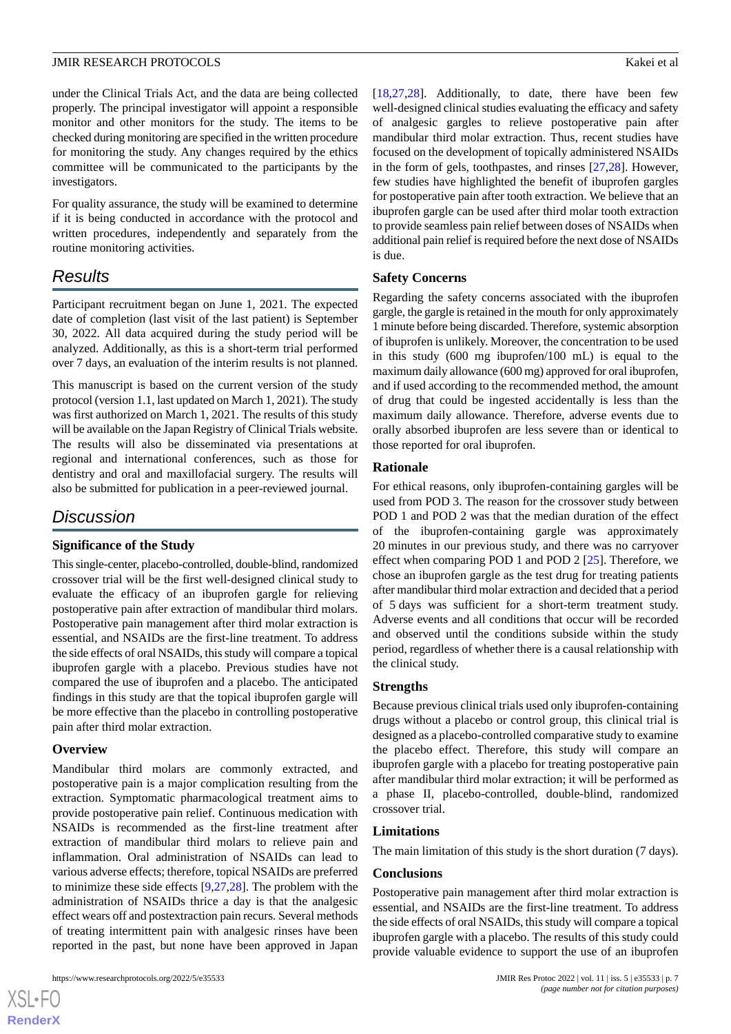under the Clinical Trials Act, and the data are being collected properly. The principal investigator will appoint a responsible monitor and other monitors for the study. The items to be checked during monitoring are specified in the written procedure for monitoring the study. Any changes required by the ethics committee will be communicated to the participants by the investigators.

For quality assurance, the study will be examined to determine if it is being conducted in accordance with the protocol and written procedures, independently and separately from the routine monitoring activities.

## Results

Participant recruitment began on June 1, 2021. The expected date of completion (last visit of the last patient) is September 30, 2022. All data acquired during the study period will be analyzed. Additionally, as this is a short-term trial performed over 7 days, an evaluation of the interim results is not planned.

This manuscript is based on the current version of the study protocol (version 1.1, last updated on March 1, 2021). The study was first authorized on March 1, 2021. The results of this study will be available on the Japan Registry of Clinical Trials website. The results will also be disseminated via presentations at regional and international conferences, such as those for dentistry and oral and maxillofacial surgery. The results will also be submitted for publication in a peer-reviewed journal.

## Discussion

### Significance of the Study

This single-center, placebo-controlled, double-blind, randomized crossover trial will be the first well-designed clinical study to evaluate the efficacy of an ibuprofen gargle for relieving postoperative pain after extraction of mandibular third molars. Postoperative pain management after third molar extraction is essential, and NSAIDs are the first-line treatment. To address the side effects of oral NSAIDs, this study will compare a topical ibuprofen gargle with a placebo. Previous studies have not compared the use of ibuprofen and a placebo. The anticipated findings in this study are that the topical ibuprofen gargle will be more effective than the placebo in controlling postoperative pain after third molar extraction.

### Overview

Mandibular third molars are commonly extracted, and postoperative pain is a major complication resulting from the extraction. Symptomatic pharmacological treatment aims to provide postoperative pain relief. Continuous medication with NSAIDs is recommended as the first-line treatment after extraction of mandibular third molars to relieve pain and inflammation. Oral administration of NSAIDs can lead to various adverse effects; therefore, topical NSAIDs are preferred to minimize these side effects [9,27,28]. The problem with the administration of NSAIDs thrice a day is that the analgesic effect wears off and postextraction pain recurs. Several methods of treating intermittent pain with analgesic rinses have been reported in the past, but none have been approved in Japan [18,27,28]. Additionally, to date, there have been few well-designed clinical studies evaluating the efficacy and safety of analgesic gargles to relieve postoperative pain after mandibular third molar extraction. Thus, recent studies have focused on the development of topically administered NSAIDs in the form of gels, toothpastes, and rinses [27,28]. However, few studies have highlighted the benefit of ibuprofen gargles for postoperative pain after tooth extraction. We believe that an ibuprofen gargle can be used after third molar tooth extraction to provide seamless pain relief between doses of NSAIDs when additional pain relief is required before the next dose of NSAIDs is due.

### Safety Concerns

Regarding the safety concerns associated with the ibuprofen gargle, the gargle is retained in the mouth for only approximately 1 minute before being discarded. Therefore, systemic absorption of ibuprofen is unlikely. Moreover, the concentration to be used in this study (600 mg ibuprofen/100 mL) is equal to the maximum daily allowance (600 mg) approved for oral ibuprofen, and if used according to the recommended method, the amount of drug that could be ingested accidentally is less than the maximum daily allowance. Therefore, adverse events due to orally absorbed ibuprofen are less severe than or identical to those reported for oral ibuprofen.

### Rationale

For ethical reasons, only ibuprofen-containing gargles will be used from POD 3. The reason for the crossover study between POD 1 and POD 2 was that the median duration of the effect of the ibuprofen-containing gargle was approximately 20 minutes in our previous study, and there was no carryover effect when comparing POD 1 and POD 2 [25]. Therefore, we chose an ibuprofen gargle as the test drug for treating patients after mandibular third molar extraction and decided that a period of 5 days was sufficient for a short-term treatment study. Adverse events and all conditions that occur will be recorded and observed until the conditions subside within the study period, regardless of whether there is a causal relationship with the clinical study.

### Strengths

Because previous clinical trials used only ibuprofen-containing drugs without a placebo or control group, this clinical trial is designed as a placebo-controlled comparative study to examine the placebo effect. Therefore, this study will compare an ibuprofen gargle with a placebo for treating postoperative pain after mandibular third molar extraction; it will be performed as a phase II, placebo-controlled, double-blind, randomized crossover trial.

### Limitations

The main limitation of this study is the short duration (7 days).

### Conclusions

Postoperative pain management after third molar extraction is essential, and NSAIDs are the first-line treatment. To address the side effects of oral NSAIDs, this study will compare a topical ibuprofen gargle with a placebo. The results of this study could provide valuable evidence to support the use of an ibuprofen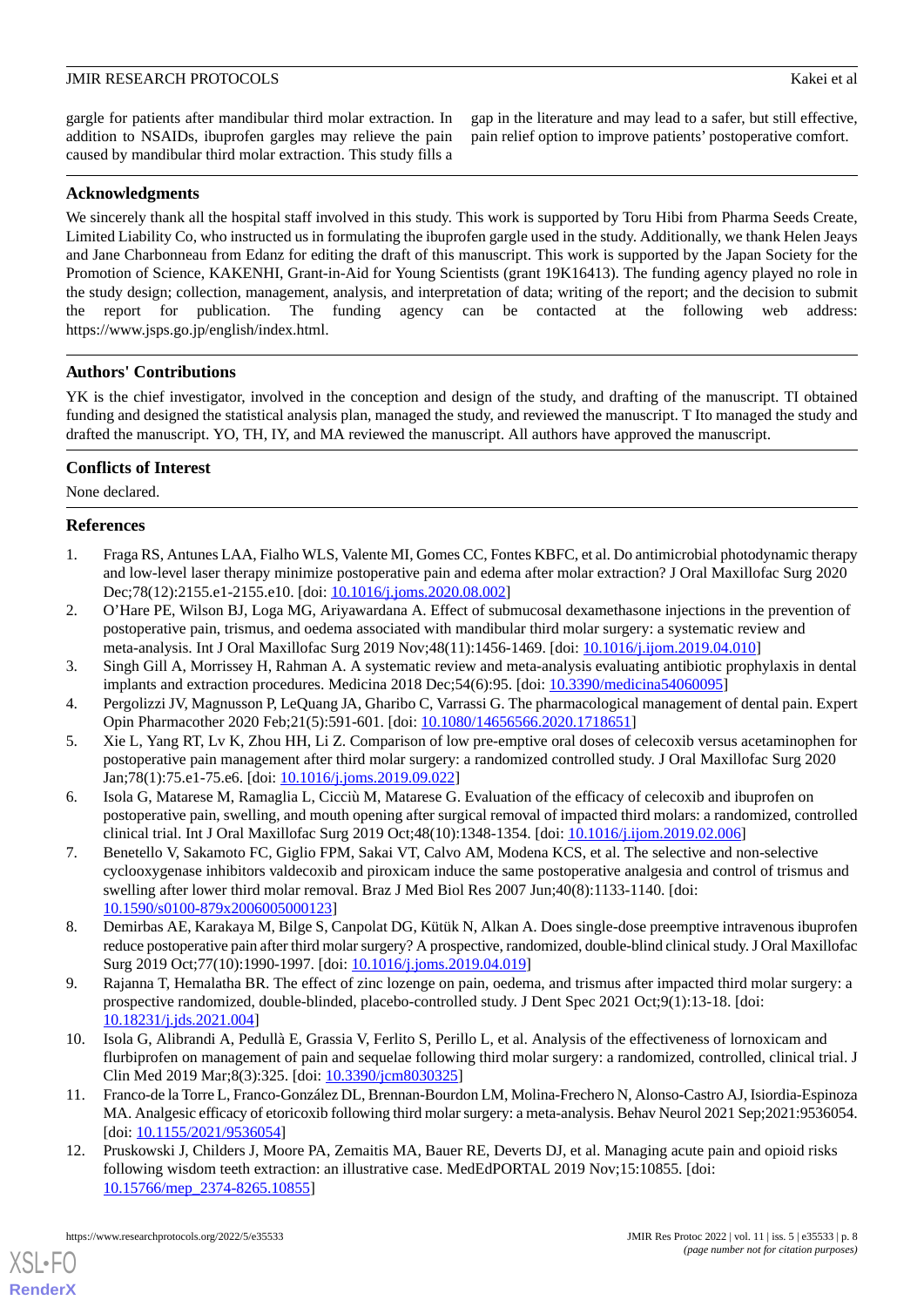gargle for patients after mandibular third molar extraction. In addition to NSAIDs, ibuprofen gargles may relieve the pain caused by mandibular third molar extraction. This study fills a gap in the literature and may lead to a safer, but still effective, pain relief option to improve patients' postoperative comfort.

## Acknowledgments

We sincerely thank all the hospital staff involved in this study. This work is supported by Toru Hibi from Pharma Seeds Create, Limited Liability Co, who instructed us in formulating the ibuprofen gargle used in the study. Additionally, we thank Helen Jeays and Jane Charbonneau from Edanz for editing the draft of this manuscript. This work is supported by the Japan Society for the Promotion of Science, KAKENHI, Grant-in-Aid for Young Scientists (grant 19K16413). The funding agency played no role in the study design; collection, management, analysis, and interpretation of data; writing of the report; and the decision to submit the report for publication. The funding agency can be contacted at the following web address: https://www.jsps.go.jp/english/index.html.

## Authors' Contributions

YK is the chief investigator, involved in the conception and design of the study, and drafting of the manuscript. TI obtained funding and designed the statistical analysis plan, managed the study, and reviewed the manuscript. T Ito managed the study and drafted the manuscript. YO, TH, IY, and MA reviewed the manuscript. All authors have approved the manuscript.

## Conflicts of Interest

None declared.

## References

1. Fraga RS, Antunes LAA, Fialho WLS, Valente MI, Gomes CC, Fontes KBFC, et al. Do antimicrobial photodynamic therapy and low-level laser therapy minimize postoperative pain and edema after molar extraction? J Oral Maxillofac Surg 2020 Dec;78(12):2155.e1-2155.e10. [doi: 10.1016/j.joms.2020.08.002]
2. O'Hare PE, Wilson BJ, Loga MG, Ariyawardana A. Effect of submucosal dexamethasone injections in the prevention of postoperative pain, trismus, and oedema associated with mandibular third molar surgery: a systematic review and meta-analysis. Int J Oral Maxillofac Surg 2019 Nov;48(11):1456-1469. [doi: 10.1016/j.ijom.2019.04.010]
3. Singh Gill A, Morrissey H, Rahman A. A systematic review and meta-analysis evaluating antibiotic prophylaxis in dental implants and extraction procedures. Medicina 2018 Dec;54(6):95. [doi: 10.3390/medicina54060095]
4. Pergolizzi JV, Magnusson P, LeQuang JA, Gharibo C, Varrassi G. The pharmacological management of dental pain. Expert Opin Pharmacother 2020 Feb;21(5):591-601. [doi: 10.1080/14656566.2020.1718651]
5. Xie L, Yang RT, Lv K, Zhou HH, Li Z. Comparison of low pre-emptive oral doses of celecoxib versus acetaminophen for postoperative pain management after third molar surgery: a randomized controlled study. J Oral Maxillofac Surg 2020 Jan;78(1):75.e1-75.e6. [doi: 10.1016/j.joms.2019.09.022]
6. Isola G, Matarese M, Ramaglia L, Cicciù M, Matarese G. Evaluation of the efficacy of celecoxib and ibuprofen on postoperative pain, swelling, and mouth opening after surgical removal of impacted third molars: a randomized, controlled clinical trial. Int J Oral Maxillofac Surg 2019 Oct;48(10):1348-1354. [doi: 10.1016/j.ijom.2019.02.006]
7. Benetello V, Sakamoto FC, Giglio FPM, Sakai VT, Calvo AM, Modena KCS, et al. The selective and non-selective cyclooxygenase inhibitors valdecoxib and piroxicam induce the same postoperative analgesia and control of trismus and swelling after lower third molar removal. Braz J Med Biol Res 2007 Jun;40(8):1133-1140. [doi: 10.1590/s0100-879x2006005000123]
8. Demirbas AE, Karakaya M, Bilge S, Canpolat DG, Kütük N, Alkan A. Does single-dose preemptive intravenous ibuprofen reduce postoperative pain after third molar surgery? A prospective, randomized, double-blind clinical study. J Oral Maxillofac Surg 2019 Oct;77(10):1990-1997. [doi: 10.1016/j.joms.2019.04.019]
9. Rajanna T, Hemalatha BR. The effect of zinc lozenge on pain, oedema, and trismus after impacted third molar surgery: a prospective randomized, double-blinded, placebo-controlled study. J Dent Spec 2021 Oct;9(1):13-18. [doi: 10.18231/j.jds.2021.004]
10. Isola G, Alibrandi A, Pedullà E, Grassia V, Ferlito S, Perillo L, et al. Analysis of the effectiveness of lornoxicam and flurbiprofen on management of pain and sequelae following third molar surgery: a randomized, controlled, clinical trial. J Clin Med 2019 Mar;8(3):325. [doi: 10.3390/jcm8030325]
11. Franco-de la Torre L, Franco-González DL, Brennan-Bourdon LM, Molina-Frechero N, Alonso-Castro AJ, Isiordia-Espinoza MA. Analgesic efficacy of etoricoxib following third molar surgery: a meta-analysis. Behav Neurol 2021 Sep;2021:9536054. [doi: 10.1155/2021/9536054]
12. Pruskowski J, Childers J, Moore PA, Zemaitis MA, Bauer RE, Deverts DJ, et al. Managing acute pain and opioid risks following wisdom teeth extraction: an illustrative case. MedEdPORTAL 2019 Nov;15:10855. [doi: 10.15766/mep_2374-8265.10855]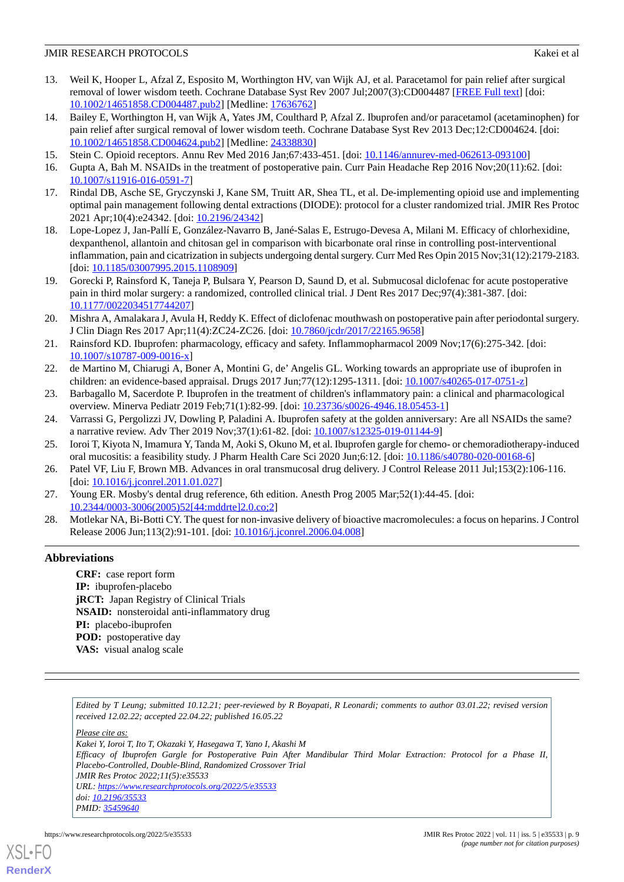13. Weil K, Hooper L, Afzal Z, Esposito M, Worthington HV, van Wijk AJ, et al. Paracetamol for pain relief after surgical removal of lower wisdom teeth. Cochrane Database Syst Rev 2007 Jul;2007(3):CD004487 [FREE Full text] [doi: 10.1002/14651858.CD004487.pub2] [Medline: 17636762]
14. Bailey E, Worthington H, van Wijk A, Yates JM, Coulthard P, Afzal Z. Ibuprofen and/or paracetamol (acetaminophen) for pain relief after surgical removal of lower wisdom teeth. Cochrane Database Syst Rev 2013 Dec;12:CD004624. [doi: 10.1002/14651858.CD004624.pub2] [Medline: 24338830]
15. Stein C. Opioid receptors. Annu Rev Med 2016 Jan;67:433-451. [doi: 10.1146/annurev-med-062613-093100]
16. Gupta A, Bah M. NSAIDs in the treatment of postoperative pain. Curr Pain Headache Rep 2016 Nov;20(11):62. [doi: 10.1007/s11916-016-0591-7]
17. Rindal DB, Asche SE, Gryczynski J, Kane SM, Truitt AR, Shea TL, et al. De-implementing opioid use and implementing optimal pain management following dental extractions (DIODE): protocol for a cluster randomized trial. JMIR Res Protoc 2021 Apr;10(4):e24342. [doi: 10.2196/24342]
18. Lope-Lopez J, Jan-Pallí E, González-Navarro B, Jané-Salas E, Estrugo-Devesa A, Milani M. Efficacy of chlorhexidine, dexpanthenol, allantoin and chitosan gel in comparison with bicarbonate oral rinse in controlling post-interventional inflammation, pain and cicatrization in subjects undergoing dental surgery. Curr Med Res Opin 2015 Nov;31(12):2179-2183. [doi: 10.1185/03007995.2015.1108909]
19. Gorecki P, Rainsford K, Taneja P, Bulsara Y, Pearson D, Saund D, et al. Submucosal diclofenac for acute postoperative pain in third molar surgery: a randomized, controlled clinical trial. J Dent Res 2017 Dec;97(4):381-387. [doi: 10.1177/0022034517744207]
20. Mishra A, Amalakara J, Avula H, Reddy K. Effect of diclofenac mouthwash on postoperative pain after periodontal surgery. J Clin Diagn Res 2017 Apr;11(4):ZC24-ZC26. [doi: 10.7860/jcdr/2017/22165.9658]
21. Rainsford KD. Ibuprofen: pharmacology, efficacy and safety. Inflammopharmacol 2009 Nov;17(6):275-342. [doi: 10.1007/s10787-009-0016-x]
22. de Martino M, Chiarugi A, Boner A, Montini G, de' Angelis GL. Working towards an appropriate use of ibuprofen in children: an evidence-based appraisal. Drugs 2017 Jun;77(12):1295-1311. [doi: 10.1007/s40265-017-0751-z]
23. Barbagallo M, Sacerdote P. Ibuprofen in the treatment of children's inflammatory pain: a clinical and pharmacological overview. Minerva Pediatr 2019 Feb;71(1):82-99. [doi: 10.23736/s0026-4946.18.05453-1]
24. Varrassi G, Pergolizzi JV, Dowling P, Paladini A. Ibuprofen safety at the golden anniversary: Are all NSAIDs the same? a narrative review. Adv Ther 2019 Nov;37(1):61-82. [doi: 10.1007/s12325-019-01144-9]
25. Ioroi T, Kiyota N, Imamura Y, Tanda M, Aoki S, Okuno M, et al. Ibuprofen gargle for chemo- or chemoradiotherapy-induced oral mucositis: a feasibility study. J Pharm Health Care Sci 2020 Jun;6:12. [doi: 10.1186/s40780-020-00168-6]
26. Patel VF, Liu F, Brown MB. Advances in oral transmucosal drug delivery. J Control Release 2011 Jul;153(2):106-116. [doi: 10.1016/j.jconrel.2011.01.027]
27. Young ER. Mosby's dental drug reference, 6th edition. Anesth Prog 2005 Mar;52(1):44-45. [doi: 10.2344/0003-3006(2005)52[44:mddrte]2.0.co;2]
28. Motlekar NA, Bi-Botti CY. The quest for non-invasive delivery of bioactive macromolecules: a focus on heparins. J Control Release 2006 Jun;113(2):91-101. [doi: 10.1016/j.jconrel.2006.04.008]

## Abbreviations

**CRF:** case report form
**IP:** ibuprofen-placebo
**jRCT:** Japan Registry of Clinical Trials
**NSAID:** nonsteroidal anti-inflammatory drug
**PI:** placebo-ibuprofen
**POD:** postoperative day
**VAS:** visual analog scale

*Edited by T Leung; submitted 10.12.21; peer-reviewed by R Boyapati, R Leonardi; comments to author 03.01.22; revised version received 12.02.22; accepted 22.04.22; published 16.05.22*

*Please cite as:*
*Kakei Y, Ioroi T, Ito T, Okazaki Y, Hasegawa T, Yano I, Akashi M*
*Efficacy of Ibuprofen Gargle for Postoperative Pain After Mandibular Third Molar Extraction: Protocol for a Phase II, Placebo-Controlled, Double-Blind, Randomized Crossover Trial*
*JMIR Res Protoc 2022;11(5):e35533*
*URL: https://www.researchprotocols.org/2022/5/e35533*
*doi: 10.2196/35533*
*PMID: 35459640*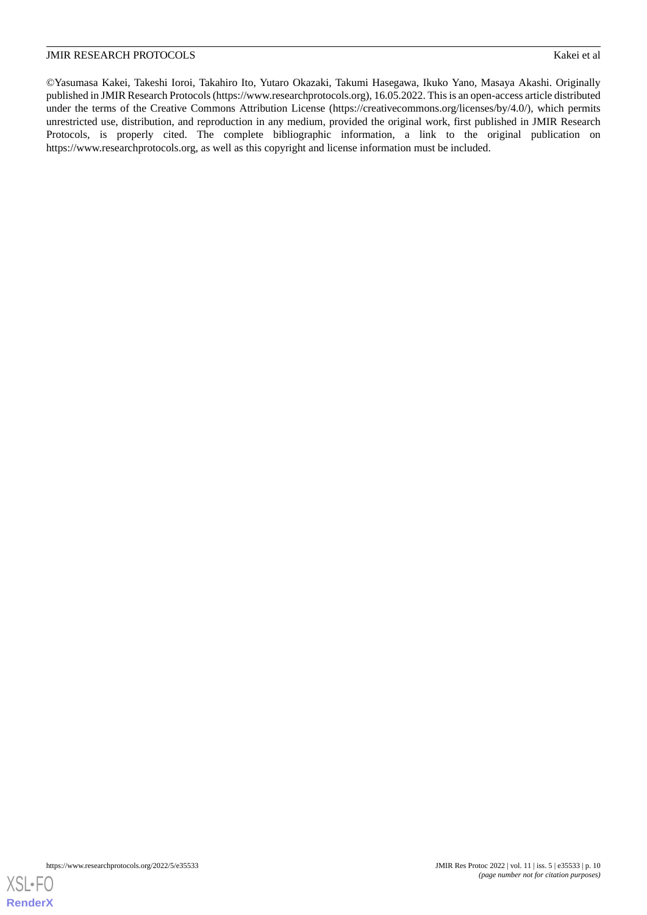©Yasumasa Kakei, Takeshi Ioroi, Takahiro Ito, Yutaro Okazaki, Takumi Hasegawa, Ikuko Yano, Masaya Akashi. Originally published in JMIR Research Protocols (https://www.researchprotocols.org), 16.05.2022. This is an open-access article distributed under the terms of the Creative Commons Attribution License (https://creativecommons.org/licenses/by/4.0/), which permits unrestricted use, distribution, and reproduction in any medium, provided the original work, first published in JMIR Research Protocols, is properly cited. The complete bibliographic information, a link to the original publication on https://www.researchprotocols.org, as well as this copyright and license information must be included.